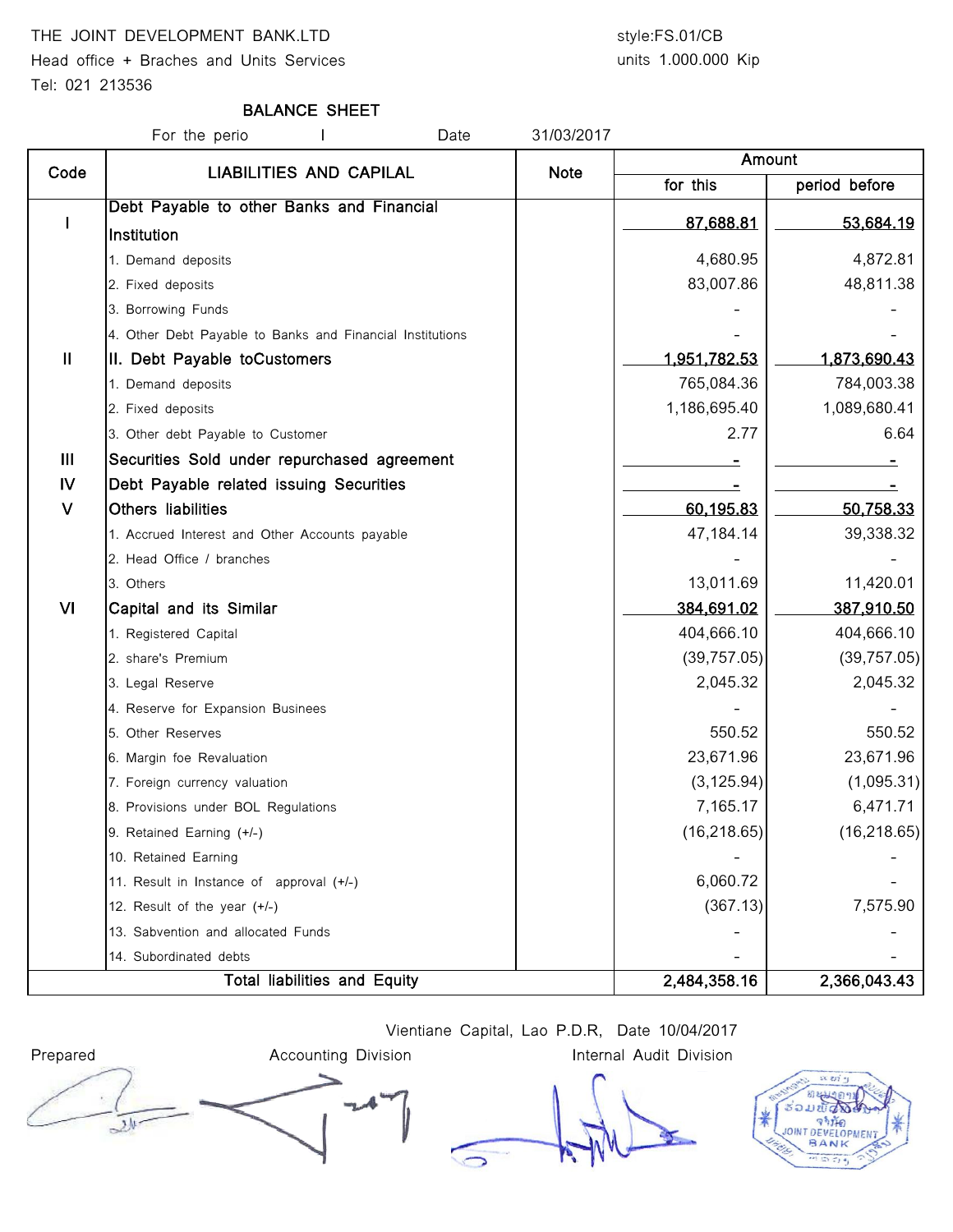THE JOINT DEVELOPMENT BANK.LTD
Head office + Braches and Units Services
Tel: 021 213536

style:FS.01/CB
units 1.000.000 Kip

## BALANCE SHEET

For the perio I Date 31/03/2017

| Code | LIABILITIES AND CAPILAL | Note | Amount | |
|---|---|---|---|---|
| | | | for this | period before |
| I | Debt Payable to other Banks and Financial Institution | | 87,688.81 | 53,684.19 |
| | 1. Demand deposits | | 4,680.95 | 4,872.81 |
| | 2. Fixed deposits | | 83,007.86 | 48,811.38 |
| | 3. Borrowing Funds | | - | - |
| | 4. Other Debt Payable to Banks and Financial Institutions | | - | - |
| II | II. Debt Payable toCustomers | | 1,951,782.53 | 1,873,690.43 |
| | 1. Demand deposits | | 765,084.36 | 784,003.38 |
| | 2. Fixed deposits | | 1,186,695.40 | 1,089,680.41 |
| | 3. Other debt Payable to Customer | | 2.77 | 6.64 |
| III | Securities Sold under repurchased agreement | | - | - |
| IV | Debt Payable related issuing Securities | | - | - |
| V | Others liabilities | | 60,195.83 | 50,758.33 |
| | 1. Accrued Interest and Other Accounts payable | | 47,184.14 | 39,338.32 |
| | 2. Head Office / branches | | - | - |
| | 3. Others | | 13,011.69 | 11,420.01 |
| VI | Capital and its Similar | | 384,691.02 | 387,910.50 |
| | 1. Registered Capital | | 404,666.10 | 404,666.10 |
| | 2. share's Premium | | (39,757.05) | (39,757.05) |
| | 3. Legal Reserve | | 2,045.32 | 2,045.32 |
| | 4. Reserve for Expansion Businees | | - | - |
| | 5. Other Reserves | | 550.52 | 550.52 |
| | 6. Margin foe Revaluation | | 23,671.96 | 23,671.96 |
| | 7. Foreign currency valuation | | (3,125.94) | (1,095.31) |
| | 8. Provisions under BOL Regulations | | 7,165.17 | 6,471.71 |
| | 9. Retained Earning (+/-) | | (16,218.65) | (16,218.65) |
| | 10. Retained Earning | | - | - |
| | 11. Result in Instance of approval (+/-) | | 6,060.72 | - |
| | 12. Result of the year (+/-) | | (367.13) | 7,575.90 |
| | 13. Sabvention and allocated Funds | | - | - |
| | 14. Subordinated debts | | - | - |
| | Total liabilities and Equity | | 2,484,358.16 | 2,366,043.43 |

Vientiane Capital, Lao P.D.R, Date 10/04/2017

Prepared　　　　Accounting Division　　　　Internal Audit Division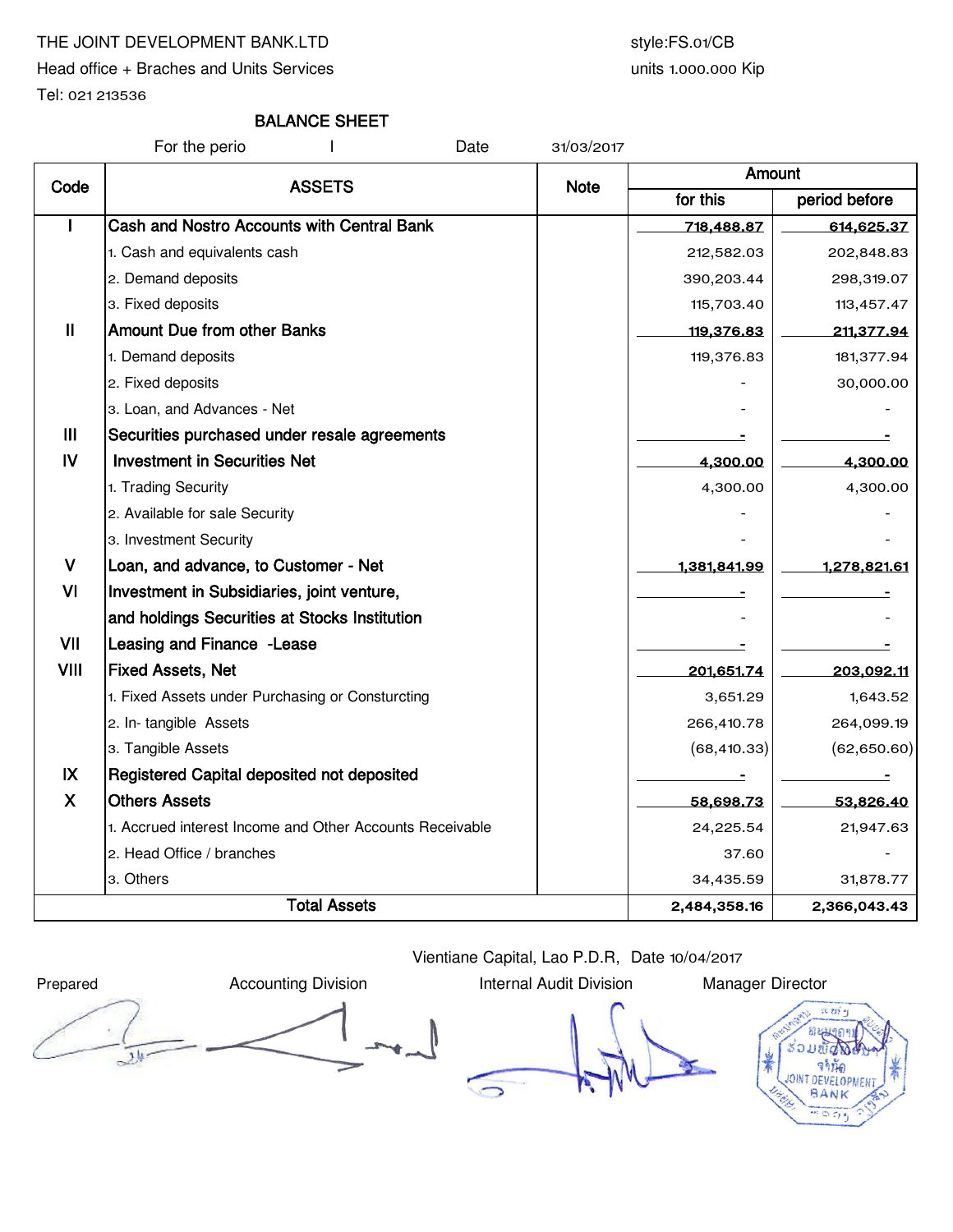THE JOINT DEVELOPMENT BANK.LTD

Head office + Braches and Units Services

Tel: 021 213536

style:FS.01/CB

units 1.000.000 Kip

## BALANCE SHEET

For the perio I Date 31/03/2017

| Code | ASSETS | Note | Amount | |
|---|---|---|---|---|
| | | | for this | period before |
| I | **Cash and Nostro Accounts with Central Bank** | | **718,488.87** | **614,625.37** |
| | 1. Cash and equivalents cash | | 212,582.03 | 202,848.83 |
| | 2. Demand deposits | | 390,203.44 | 298,319.07 |
| | 3. Fixed deposits | | 115,703.40 | 113,457.47 |
| II | **Amount Due from other Banks** | | **119,376.83** | **211,377.94** |
| | 1. Demand deposits | | 119,376.83 | 181,377.94 |
| | 2. Fixed deposits | | - | 30,000.00 |
| | 3. Loan, and Advances - Net | | - | - |
| III | **Securities purchased under resale agreements** | | **-** | **-** |
| IV | **Investment in Securities Net** | | **4,300.00** | **4,300.00** |
| | 1. Trading Security | | 4,300.00 | 4,300.00 |
| | 2. Available for sale Security | | - | - |
| | 3. Investment Security | | - | - |
| V | **Loan, and advance, to Customer - Net** | | **1,381,841.99** | **1,278,821.61** |
| VI | **Investment in Subsidiaries, joint venture,** | | **-** | **-** |
| | **and holdings Securities at Stocks Institution** | | - | - |
| VII | **Leasing and Finance -Lease** | | **-** | **-** |
| VIII | **Fixed Assets, Net** | | **201,651.74** | **203,092.11** |
| | 1. Fixed Assets under Purchasing or Consturcting | | 3,651.29 | 1,643.52 |
| | 2. In- tangible Assets | | 266,410.78 | 264,099.19 |
| | 3. Tangible Assets | | (68,410.33) | (62,650.60) |
| IX | **Registered Capital deposited not deposited** | | **-** | **-** |
| X | **Others Assets** | | **58,698.73** | **53,826.40** |
| | 1. Accrued interest Income and Other Accounts Receivable | | 24,225.54 | 21,947.63 |
| | 2. Head Office / branches | | 37.60 | - |
| | 3. Others | | 34,435.59 | 31,878.77 |
| | **Total Assets** | | **2,484,358.16** | **2,366,043.43** |

Vientiane Capital, Lao P.D.R, Date 10/04/2017

| Prepared | Accounting Division | Internal Audit Division | Manager Director |
|---|---|---|---|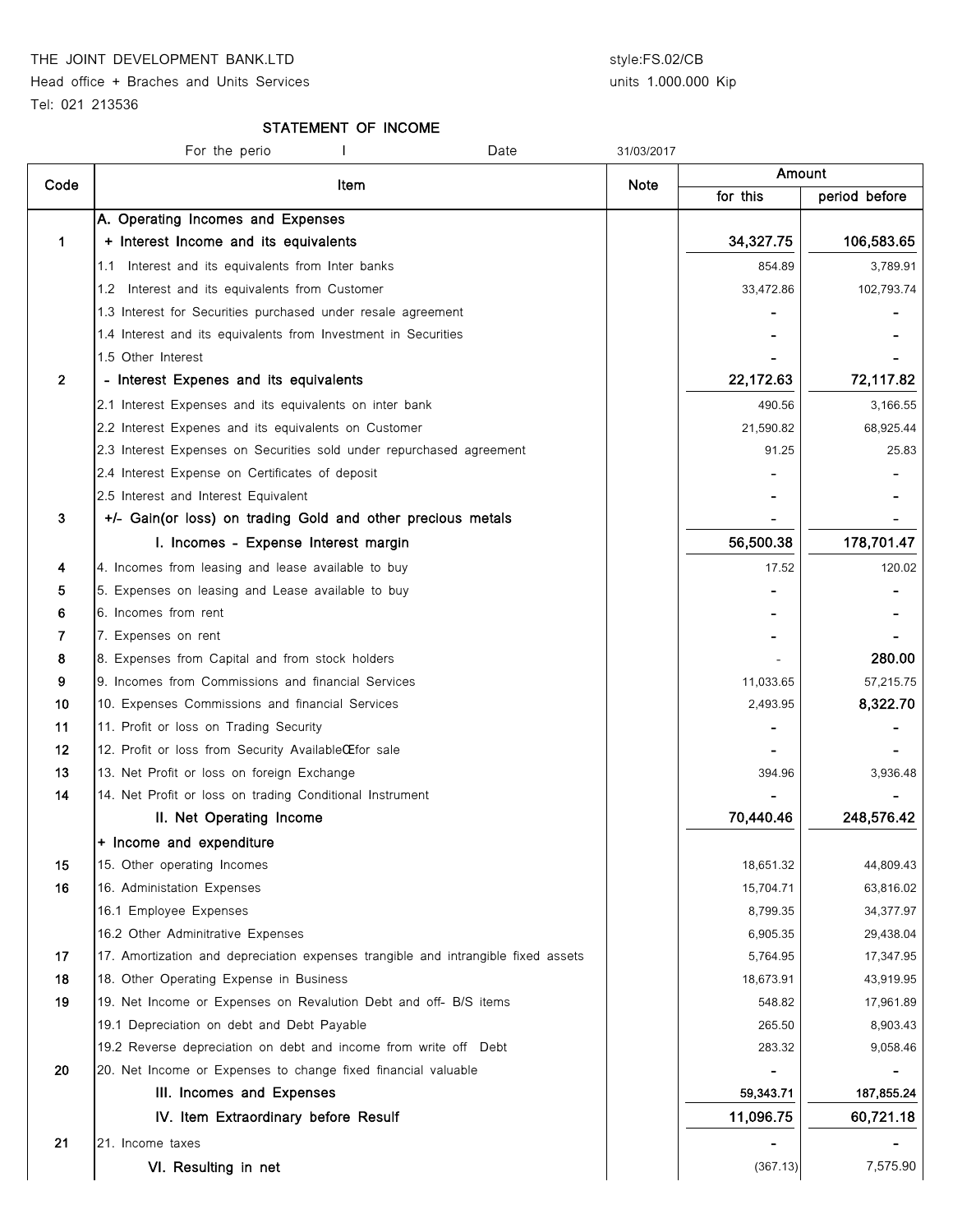THE JOINT DEVELOPMENT BANK.LTD

Head office + Braches and Units Services

Tel: 021 213536

style:FS.02/CB

units 1.000.000 Kip

## STATEMENT OF INCOME

For the perio I Date 31/03/2017

| Code | Item | Note | Amount | |
|---|---|---|---|---|
| | | | for this | period before |
| | A. Operating Incomes and Expenses | | | |
| 1 | + Interest Income and its equivalents | | **34,327.75** | **106,583.65** |
| | 1.1 Interest and its equivalents from Inter banks | | 854.89 | 3,789.91 |
| | 1.2 Interest and its equivalents from Customer | | 33,472.86 | 102,793.74 |
| | 1.3 Interest for Securities purchased under resale agreement | | - | - |
| | 1.4 Interest and its equivalents from Investment in Securities | | - | - |
| | 1.5 Other Interest | | - | - |
| 2 | - Interest Expenes and its equivalents | | **22,172.63** | **72,117.82** |
| | 2.1 Interest Expenses and its equivalents on inter bank | | 490.56 | 3,166.55 |
| | 2.2 Interest Expenes and its equivalents on Customer | | 21,590.82 | 68,925.44 |
| | 2.3 Interest Expenses on Securities sold under repurchased agreement | | 91.25 | 25.83 |
| | 2.4 Interest Expense on Certificates of deposit | | - | - |
| | 2.5 Interest and Interest Equivalent | | - | - |
| 3 | +/- Gain(or loss) on trading Gold and other precious metals | | - | - |
| | I. Incomes - Expense Interest margin | | **56,500.38** | **178,701.47** |
| 4 | 4. Incomes from leasing and lease available to buy | | 17.52 | 120.02 |
| 5 | 5. Expenses on leasing and Lease available to buy | | - | - |
| 6 | 6. Incomes from rent | | - | - |
| 7 | 7. Expenses on rent | | - | - |
| 8 | 8. Expenses from Capital and from stock holders | | - | **280.00** |
| 9 | 9. Incomes from Commissions and financial Services | | 11,033.65 | 57,215.75 |
| 10 | 10. Expenses Commissions and financial Services | | 2,493.95 | **8,322.70** |
| 11 | 11. Profit or loss on Trading Security | | - | - |
| 12 | 12. Profit or loss from Security AvailableŒfor sale | | - | - |
| 13 | 13. Net Profit or loss on foreign Exchange | | 394.96 | 3,936.48 |
| 14 | 14. Net Profit or loss on trading Conditional Instrument | | - | - |
| | II. Net Operating Income | | **70,440.46** | **248,576.42** |
| | + Income and expenditure | | | |
| 15 | 15. Other operating Incomes | | 18,651.32 | 44,809.43 |
| 16 | 16. Administation Expenses | | 15,704.71 | 63,816.02 |
| | 16.1 Employee Expenses | | 8,799.35 | 34,377.97 |
| | 16.2 Other Adminitrative Expenses | | 6,905.35 | 29,438.04 |
| 17 | 17. Amortization and depreciation expenses trangible and intrangible fixed assets | | 5,764.95 | 17,347.95 |
| 18 | 18. Other Operating Expense in Business | | 18,673.91 | 43,919.95 |
| 19 | 19. Net Income or Expenses on Revalution Debt and off- B/S items | | 548.82 | 17,961.89 |
| | 19.1 Depreciation on debt and Debt Payable | | 265.50 | 8,903.43 |
| | 19.2 Reverse depreciation on debt and income from write off Debt | | 283.32 | 9,058.46 |
| 20 | 20. Net Income or Expenses to change fixed financial valuable | | - | - |
| | III. Incomes and Expenses | | **59,343.71** | **187,855.24** |
| | IV. Item Extraordinary before Resulf | | **11,096.75** | **60,721.18** |
| 21 | 21. Income taxes | | - | - |
| | VI. Resulting in net | | (367.13) | 7,575.90 |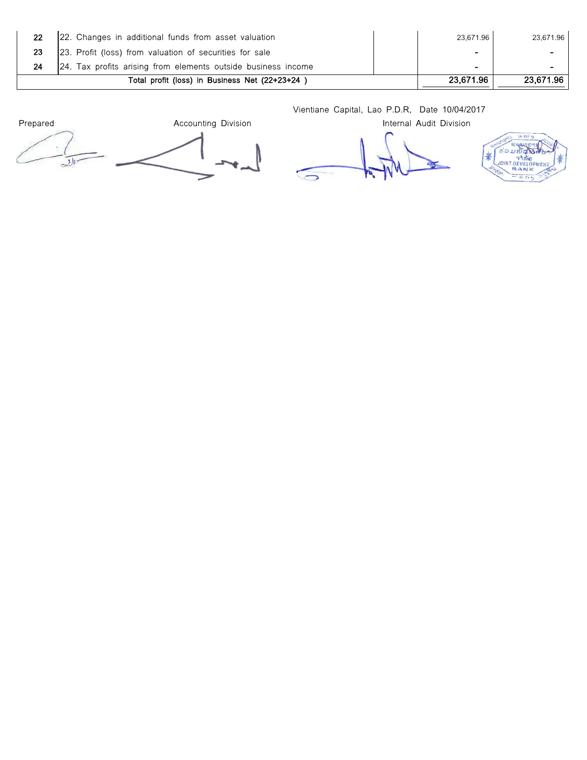| | | | | |
|---|---|---|---|---|
| 22 | 22. Changes in additional funds from asset valuation | | 23,671.96 | 23,671.96 |
| 23 | 23. Profit (loss) from valuation of securities for sale | | - | - |
| 24 | 24. Tax profits arising from elements outside business income | | - | - |
| | **Total profit (loss) in Business Net (22+23+24 )** | | **23,671.96** | **23,671.96** |

Vientiane Capital, Lao P.D.R, Date 10/04/2017

| Prepared | Accounting Division | Internal Audit Division |
|---|---|---|

JOINT DEVELOPMENT BANK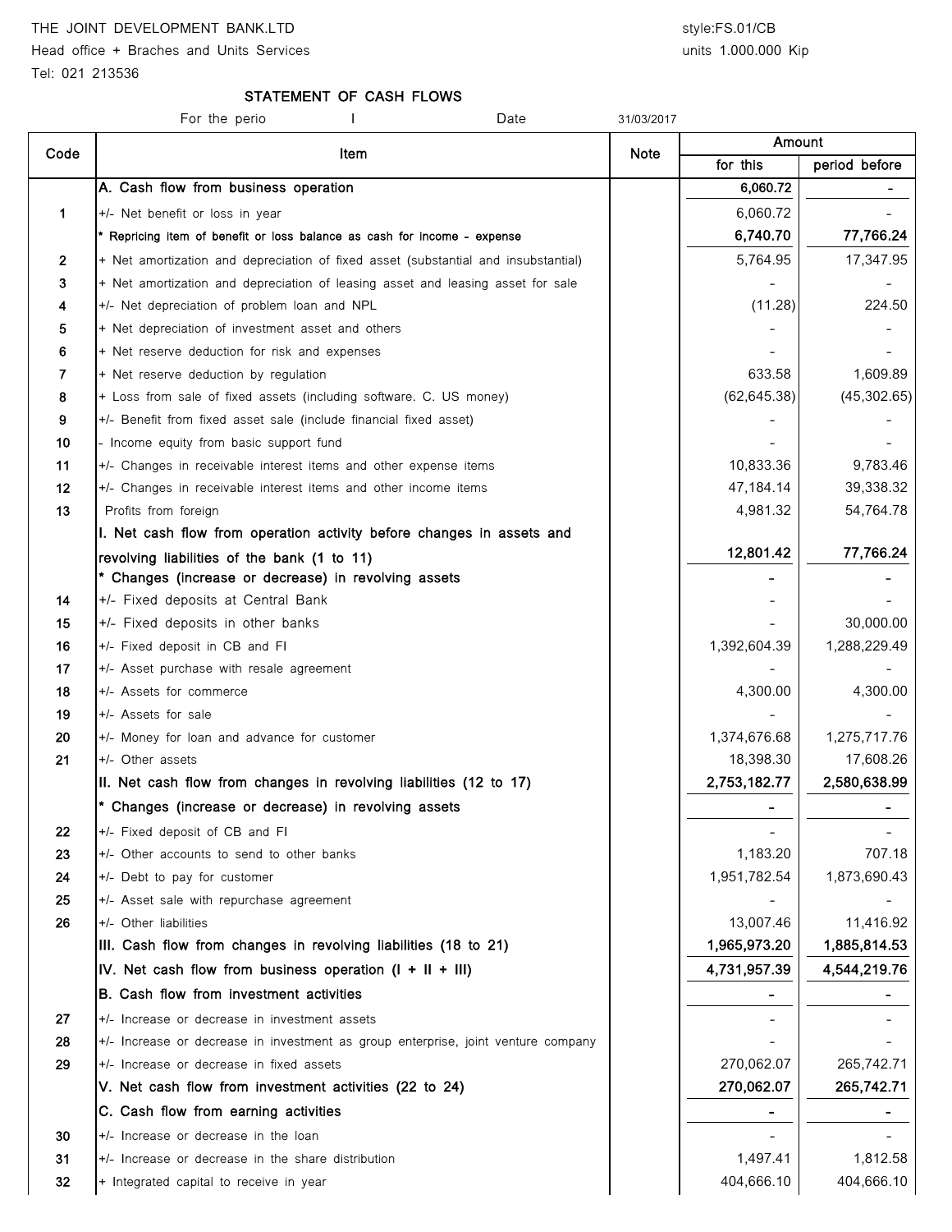THE JOINT DEVELOPMENT BANK.LTD

Head office + Braches and Units Services

Tel: 021 213536

style:FS.01/CB

units 1.000.000 Kip

## STATEMENT OF CASH FLOWS

For the perio I Date 31/03/2017

| Code | Item | Note | Amount | |
|---|---|---|---|---|
| | | | for this | period before |
| | **A. Cash flow from business operation** | | **6,060.72** | **-** |
| 1 | +/- Net benefit or loss in year | | 6,060.72 | - |
| | * Repricing item of benefit or loss balance as cash for income - expense | | **6,740.70** | **77,766.24** |
| 2 | + Net amortization and depreciation of fixed asset (substantial and insubstantial) | | 5,764.95 | 17,347.95 |
| 3 | + Net amortization and depreciation of leasing asset and leasing asset for sale | | - | - |
| 4 | +/- Net depreciation of problem loan and NPL | | (11.28) | 224.50 |
| 5 | + Net depreciation of investment asset and others | | - | - |
| 6 | + Net reserve deduction for risk and expenses | | - | - |
| 7 | + Net reserve deduction by regulation | | 633.58 | 1,609.89 |
| 8 | + Loss from sale of fixed assets (including software. C. US money) | | (62,645.38) | (45,302.65) |
| 9 | +/- Benefit from fixed asset sale (include financial fixed asset) | | - | - |
| 10 | - Income equity from basic support fund | | - | - |
| 11 | +/- Changes in receivable interest items and other expense items | | 10,833.36 | 9,783.46 |
| 12 | +/- Changes in receivable interest items and other income items | | 47,184.14 | 39,338.32 |
| 13 | Profits from foreign | | 4,981.32 | 54,764.78 |
| | **I. Net cash flow from operation activity before changes in assets and revolving liabilities of the bank (1 to 11)** | | **12,801.42** | **77,766.24** |
| | **\* Changes (increase or decrease) in revolving assets** | | - | - |
| 14 | +/- Fixed deposits at Central Bank | | - | - |
| 15 | +/- Fixed deposits in other banks | | - | 30,000.00 |
| 16 | +/- Fixed deposit in CB and FI | | 1,392,604.39 | 1,288,229.49 |
| 17 | +/- Asset purchase with resale agreement | | - | - |
| 18 | +/- Assets for commerce | | 4,300.00 | 4,300.00 |
| 19 | +/- Assets for sale | | - | - |
| 20 | +/- Money for loan and advance for customer | | 1,374,676.68 | 1,275,717.76 |
| 21 | +/- Other assets | | 18,398.30 | 17,608.26 |
| | **II. Net cash flow from changes in revolving liabilities (12 to 17)** | | **2,753,182.77** | **2,580,638.99** |
| | **\* Changes (increase or decrease) in revolving assets** | | **-** | **-** |
| 22 | +/- Fixed deposit of CB and FI | | - | - |
| 23 | +/- Other accounts to send to other banks | | 1,183.20 | 707.18 |
| 24 | +/- Debt to pay for customer | | 1,951,782.54 | 1,873,690.43 |
| 25 | +/- Asset sale with repurchase agreement | | - | - |
| 26 | +/- Other liabilities | | 13,007.46 | 11,416.92 |
| | **III. Cash flow from changes in revolving liabilities (18 to 21)** | | **1,965,973.20** | **1,885,814.53** |
| | **IV. Net cash flow from business operation (I + II + III)** | | **4,731,957.39** | **4,544,219.76** |
| | **B. Cash flow from investment activities** | | **-** | **-** |
| 27 | +/- Increase or decrease in investment assets | | - | - |
| 28 | +/- Increase or decrease in investment as group enterprise, joint venture company | | - | - |
| 29 | +/- Increase or decrease in fixed assets | | 270,062.07 | 265,742.71 |
| | **V. Net cash flow from investment activities (22 to 24)** | | **270,062.07** | **265,742.71** |
| | **C. Cash flow from earning activities** | | **-** | **-** |
| 30 | +/- Increase or decrease in the loan | | - | - |
| 31 | +/- Increase or decrease in the share distribution | | 1,497.41 | 1,812.58 |
| 32 | + Integrated capital to receive in year | | 404,666.10 | 404,666.10 |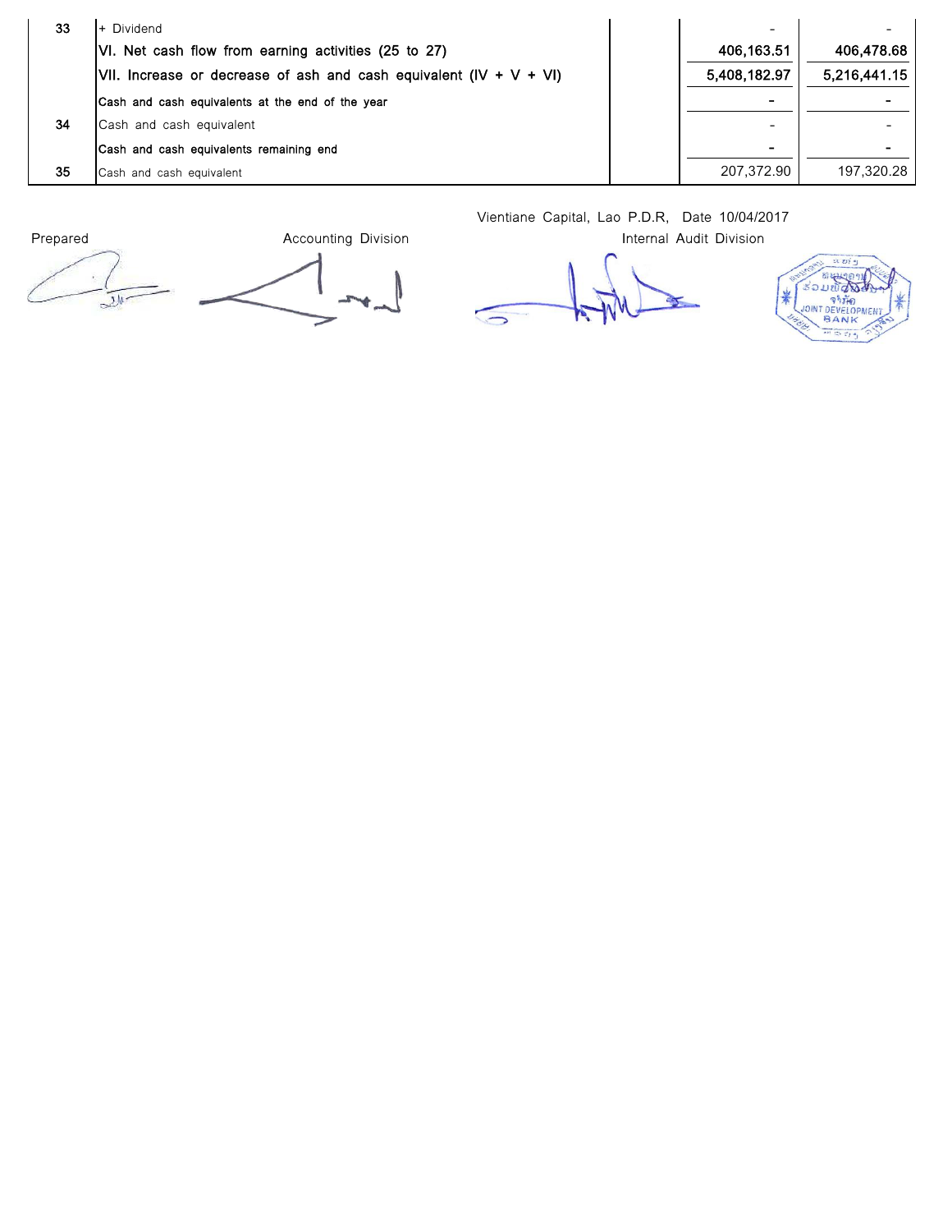| | | | | |
|---|---|---|---|---|
| 33 | + Dividend | | - | - |
| | **VI. Net cash flow from earning activities (25 to 27)** | | **406,163.51** | **406,478.68** |
| | **VII. Increase or decrease of ash and cash equivalent (IV + V + VI)** | | **5,408,182.97** | **5,216,441.15** |
| | **Cash and cash equivalents at the end of the year** | | **-** | **-** |
| 34 | Cash and cash equivalent | | - | - |
| | **Cash and cash equivalents remaining end** | | **-** | **-** |
| 35 | Cash and cash equivalent | | 207,372.90 | 197,320.28 |

Vientiane Capital, Lao P.D.R, Date 10/04/2017

Prepared | Accounting Division | Internal Audit Division

JOINT DEVELOPMENT BANK